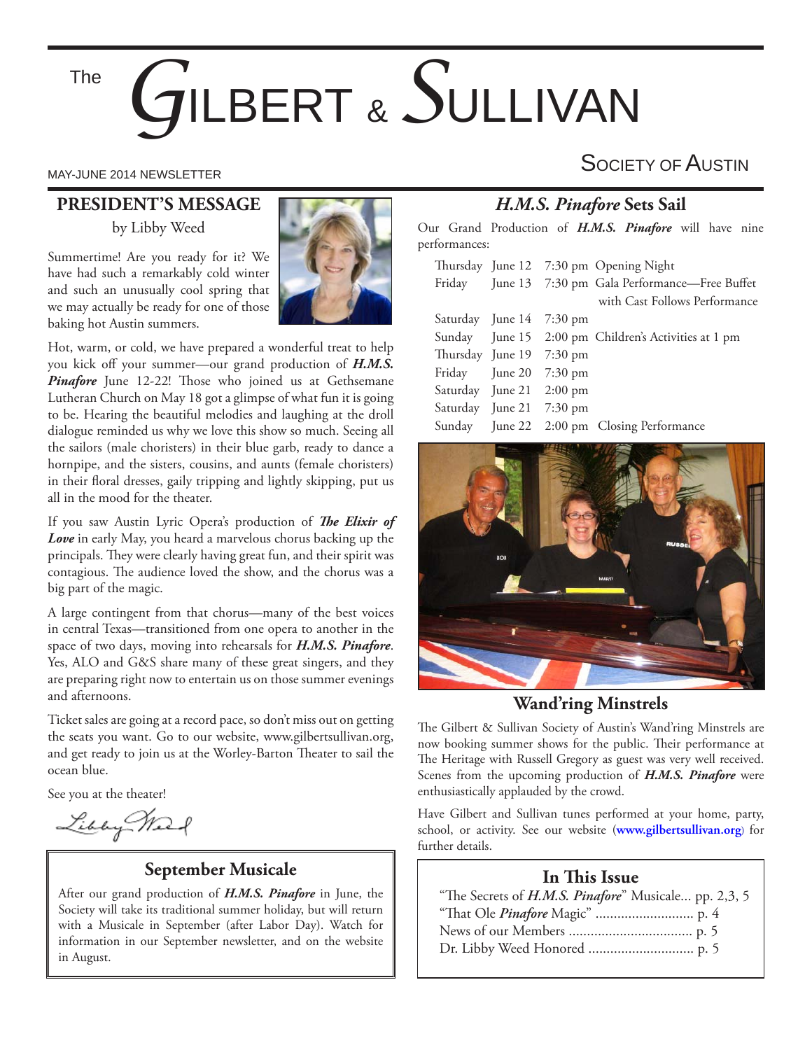# The GILBERT & SULLIVAN SOCIETY OF AUSTIN

MAY-JUNE 2014 NEWSLETTER

## PRESIDENT'S MESSAGE

by Libby Weed

Summertime! Are you ready for it? We have had such a remarkably cold winter and such an unusually cool spring that we may actually be ready for one of those baking hot Austin summers.

Hot, warm, or cold, we have prepared a wonderful treat to help you kick off your summer—our grand production of ***H.M.S. Pinafore*** June 12-22! Those who joined us at Gethsemane Lutheran Church on May 18 got a glimpse of what fun it is going to be. Hearing the beautiful melodies and laughing at the droll dialogue reminded us why we love this show so much. Seeing all the sailors (male choristers) in their blue garb, ready to dance a hornpipe, and the sisters, cousins, and aunts (female choristers) in their floral dresses, gaily tripping and lightly skipping, put us all in the mood for the theater.

If you saw Austin Lyric Opera's production of ***The Elixir of Love*** in early May, you heard a marvelous chorus backing up the principals. They were clearly having great fun, and their spirit was contagious. The audience loved the show, and the chorus was a big part of the magic.

A large contingent from that chorus—many of the best voices in central Texas—transitioned from one opera to another in the space of two days, moving into rehearsals for ***H.M.S. Pinafore***. Yes, ALO and G&S share many of these great singers, and they are preparing right now to entertain us on those summer evenings and afternoons.

Ticket sales are going at a record pace, so don't miss out on getting the seats you want. Go to our website, www.gilbertsullivan.org, and get ready to join us at the Worley-Barton Theater to sail the ocean blue.

See you at the theater!

Libby Weed

## September Musicale

After our grand production of ***H.M.S. Pinafore*** in June, the Society will take its traditional summer holiday, but will return with a Musicale in September (after Labor Day). Watch for information in our September newsletter, and on the website in August.

## *H.M.S. Pinafore* Sets Sail

Our Grand Production of ***H.M.S. Pinafore*** will have nine performances:

| | | | |
|---|---|---|---|
| Thursday | June 12 | 7:30 pm | Opening Night |
| Friday | June 13 | 7:30 pm | Gala Performance—Free Buffet with Cast Follows Performance |
| Saturday | June 14 | 7:30 pm | |
| Sunday | June 15 | 2:00 pm | Children's Activities at 1 pm |
| Thursday | June 19 | 7:30 pm | |
| Friday | June 20 | 7:30 pm | |
| Saturday | June 21 | 2:00 pm | |
| Saturday | June 21 | 7:30 pm | |
| Sunday | June 22 | 2:00 pm | Closing Performance |

## Wand'ring Minstrels

The Gilbert & Sullivan Society of Austin's Wand'ring Minstrels are now booking summer shows for the public. Their performance at The Heritage with Russell Gregory as guest was very well received. Scenes from the upcoming production of ***H.M.S. Pinafore*** were enthusiastically applauded by the crowd.

Have Gilbert and Sullivan tunes performed at your home, party, school, or activity. See our website (**www.gilbertsullivan.org**) for further details.

## In This Issue

"The Secrets of ***H.M.S. Pinafore***" Musicale... pp. 2,3, 5
"That Ole ***Pinafore*** Magic" ........................... p. 4
News of our Members ................................. p. 5
Dr. Libby Weed Honored ............................ p. 5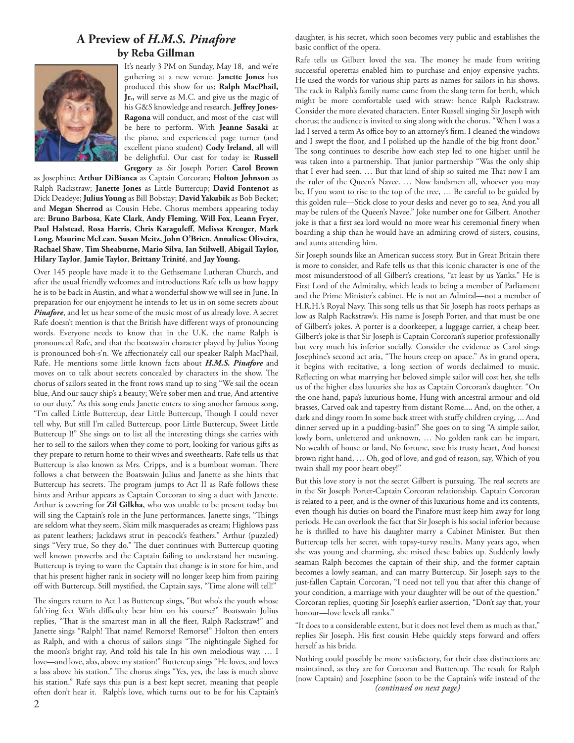## A Preview of *H.M.S. Pinafore*
### by Reba Gillman

It's nearly 3 PM on Sunday, May 18, and we're gathering at a new venue. **Janette Jones** has produced this show for us; **Ralph MacPhail, Jr.,** will serve as M.C. and give us the magic of his G&S knowledge and research. **Jeffrey Jones-Ragona** will conduct, and most of the cast will be here to perform. With **Jeanne Sasaki** at the piano, and experienced page turner (and excellent piano student) **Cody Ireland**, all will be delightful. Our cast for today is: **Russell Gregory** as Sir Joseph Porter; **Carol Brown** as Josephine; **Arthur DiBianca** as Captain Corcoran; **Holton Johnson** as Ralph Rackstraw; **Janette Jones** as Little Buttercup; **David Fontenot** as Dick Deadeye; **Julius Young** as Bill Bobstay; **David Yakubik** as Bob Becket; and **Megan Sherrod** as Cousin Hebe. Chorus members appearing today are: **Bruno Barbosa**, **Kate Clark**, **Andy Fleming**, **Will Fox**, **Leann Fryer**, **Paul Halstead**, **Rosa Harris**, **Chris Karaguleff**, **Melissa Kreuger**, **Mark Long**, **Maurine McLean**, **Susan Meitz**, **John O'Brien**, **Annaliese Oliveira**, **Rachael Shaw**, **Tim Sheaburne**, **Mario Silva**, **Ian Stilwell**, **Abigail Taylor, Hilary Taylor**, **Jamie Taylor**, **Brittany Trinité**, and **Jay Young.**

Over 145 people have made it to the Gethsemane Lutheran Church, and after the usual friendly welcomes and introductions Rafe tells us how happy he is to be back in Austin, and what a wonderful show we will see in June. In preparation for our enjoyment he intends to let us in on some secrets about ***Pinafore***, and let us hear some of the music most of us already love. A secret Rafe doesn't mention is that the British have different ways of pronouncing words. Everyone needs to know that in the U.K. the name Ralph is pronounced Rafe, and that the boatswain character played by Julius Young is pronounced boh-s'n. We affectionately call our speaker Ralph MacPhail, Rafe. He mentions some little known facts about ***H.M.S. Pinafore*** and moves on to talk about secrets concealed by characters in the show. The chorus of sailors seated in the front rows stand up to sing "We sail the ocean blue, And our saucy ship's a beauty; We're sober men and true, And attentive to our duty." As this song ends Janette enters to sing another famous song, "I'm called Little Buttercup, dear Little Buttercup, Though I could never tell why, But still I'm called Buttercup, poor Little Buttercup, Sweet Little Buttercup I!" She sings on to list all the interesting things she carries with her to sell to the sailors when they come to port, looking for various gifts as they prepare to return home to their wives and sweethearts. Rafe tells us that Buttercup is also known as Mrs. Cripps, and is a bumboat woman. There follows a chat between the Boatswain Julius and Janette as she hints that Buttercup has secrets. The program jumps to Act II as Rafe follows these hints and Arthur appears as Captain Corcoran to sing a duet with Janette. Arthur is covering for **Zil Gilkha**, who was unable to be present today but will sing the Captain's role in the June performances. Janette sings, "Things are seldom what they seem, Skim milk masquerades as cream; Highlows pass as patent leathers; Jackdaws strut in peacock's feathers." Arthur (puzzled) sings "Very true, So they do." The duet continues with Buttercup quoting well known proverbs and the Captain failing to understand her meaning. Buttercup is trying to warn the Captain that change is in store for him, and that his present higher rank in society will no longer keep him from pairing off with Buttercup. Still mystified, the Captain says, "Time alone will tell!"

The singers return to Act I as Buttercup sings, "But who's the youth whose falt'ring feet With difficulty bear him on his course?" Boatswain Julius replies, "That is the smartest man in all the fleet, Ralph Rackstraw!" and Janette sings "Ralph! That name! Remorse! Remorse!" Holton then enters as Ralph, and with a chorus of sailors sings "The nightingale Sighed for the moon's bright ray, And told his tale In his own melodious way. … I love—and love, alas, above my station!" Buttercup sings "He loves, and loves a lass above his station." The chorus sings "Yes, yes, the lass is much above his station." Rafe says this pun is a best kept secret, meaning that people often don't hear it. Ralph's love, which turns out to be for his Captain's daughter, is his secret, which soon becomes very public and establishes the basic conflict of the opera.

Rafe tells us Gilbert loved the sea. The money he made from writing successful operettas enabled him to purchase and enjoy expensive yachts. He used the words for various ship parts as names for sailors in his shows. The rack in Ralph's family name came from the slang term for berth, which might be more comfortable used with straw: hence Ralph Rackstraw. Consider the more elevated characters. Enter Russell singing Sir Joseph with chorus; the audience is invited to sing along with the chorus. "When I was a lad I served a term As office boy to an attorney's firm. I cleaned the windows and I swept the floor, and I polished up the handle of the big front door." The song continues to describe how each step led to one higher until he was taken into a partnership. That junior partnership "Was the only ship that I ever had seen. … But that kind of ship so suited me That now I am the ruler of the Queen's Navee. … Now landsmen all, whoever you may be, If you want to rise to the top of the tree, … Be careful to be guided by this golden rule—Stick close to your desks and never go to sea, And you all may be rulers of the Queen's Navee." Joke number one for Gilbert. Another joke is that a first sea lord would no more wear his ceremonial finery when boarding a ship than he would have an admiring crowd of sisters, cousins, and aunts attending him.

Sir Joseph sounds like an American success story. But in Great Britain there is more to consider, and Rafe tells us that this iconic character is one of the most misunderstood of all Gilbert's creations, "at least by us Yanks." He is First Lord of the Admiralty, which leads to being a member of Parliament and the Prime Minister's cabinet. He is not an Admiral—not a member of H.R.H.'s Royal Navy. This song tells us that Sir Joseph has roots perhaps as low as Ralph Rackstraw's. His name is Joseph Porter, and that must be one of Gilbert's jokes. A porter is a doorkeeper, a luggage carrier, a cheap beer. Gilbert's joke is that Sir Joseph is Captain Corcoran's superior professionally but very much his inferior socially. Consider the evidence as Carol sings Josephine's second act aria, "The hours creep on apace." As in grand opera, it begins with recitative, a long section of words declaimed to music. Reflecting on what marrying her beloved simple sailor will cost her, she tells us of the higher class luxuries she has as Captain Corcoran's daughter. "On the one hand, papa's luxurious home, Hung with ancestral armour and old brasses, Carved oak and tapestry from distant Rome.... And, on the other, a dark and dingy room In some back street with stuffy children crying, ... And dinner served up in a pudding-basin!" She goes on to sing "A simple sailor, lowly born, unlettered and unknown, … No golden rank can he impart, No wealth of house or land, No fortune, save his trusty heart, And honest brown right hand, … Oh, god of love, and god of reason, say, Which of you twain shall my poor heart obey!"

But this love story is not the secret Gilbert is pursuing. The real secrets are in the Sir Joseph Porter-Captain Corcoran relationship. Captain Corcoran is related to a peer, and is the owner of this luxurious home and its contents, even though his duties on board the Pinafore must keep him away for long periods. He can overlook the fact that Sir Joseph is his social inferior because he is thrilled to have his daughter marry a Cabinet Minister. But then Buttercup tells her secret, with topsy-turvy results. Many years ago, when she was young and charming, she mixed these babies up. Suddenly lowly seaman Ralph becomes the captain of their ship, and the former captain becomes a lowly seaman, and can marry Buttercup. Sir Joseph says to the just-fallen Captain Corcoran, "I need not tell you that after this change of your condition, a marriage with your daughter will be out of the question." Corcoran replies, quoting Sir Joseph's earlier assertion, "Don't say that, your honour—love levels all ranks."

"It does to a considerable extent, but it does not level them as much as that," replies Sir Joseph. His first cousin Hebe quickly steps forward and offers herself as his bride.

Nothing could possibly be more satisfactory, for their class distinctions are maintained, as they are for Corcoran and Buttercup. The result for Ralph (now Captain) and Josephine (soon to be the Captain's wife instead of the

*(continued on next page)*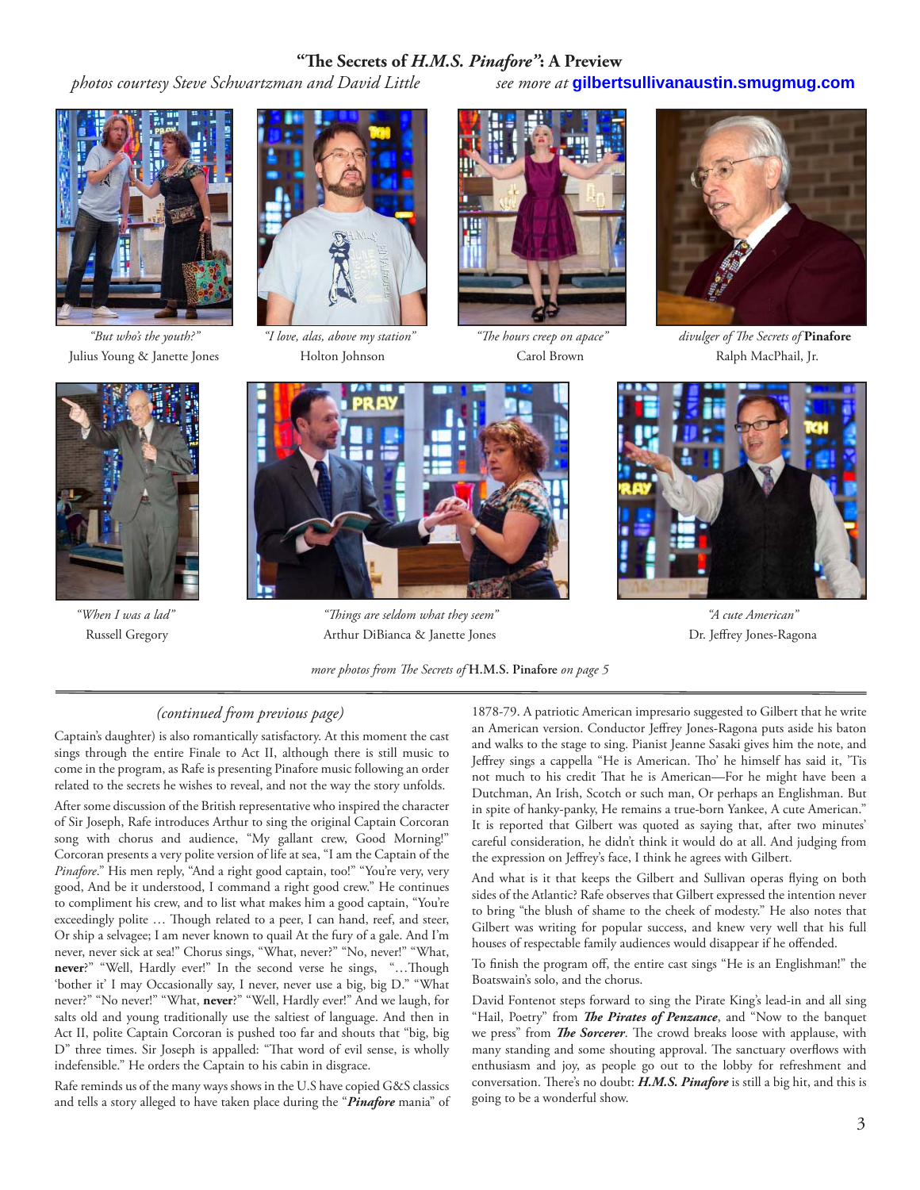## "The Secrets of *H.M.S. Pinafore*": A Preview

*photos courtesy Steve Schwartzman and David Little* *see more at* **gilbertsullivanaustin.smugmug.com**

*"But who's the youth?"*
Julius Young & Janette Jones

*"I love, alas, above my station"*
Holton Johnson

*"The hours creep on apace"*
Carol Brown

*divulger of The Secrets of* **Pinafore**
Ralph MacPhail, Jr.

*"When I was a lad"*
Russell Gregory

*"Things are seldom what they seem"*
Arthur DiBianca & Janette Jones

*"A cute American"*
Dr. Jeffrey Jones-Ragona

*more photos from The Secrets of* **H.M.S. Pinafore** *on page 5*

---

*(continued from previous page)*

Captain's daughter) is also romantically satisfactory. At this moment the cast sings through the entire Finale to Act II, although there is still music to come in the program, as Rafe is presenting Pinafore music following an order related to the secrets he wishes to reveal, and not the way the story unfolds.

After some discussion of the British representative who inspired the character of Sir Joseph, Rafe introduces Arthur to sing the original Captain Corcoran song with chorus and audience, "My gallant crew, Good Morning!" Corcoran presents a very polite version of life at sea, "I am the Captain of the *Pinafore*." His men reply, "And a right good captain, too!" "You're very, very good, And be it understood, I command a right good crew." He continues to compliment his crew, and to list what makes him a good captain, "You're exceedingly polite … Though related to a peer, I can hand, reef, and steer, Or ship a selvagee; I am never known to quail At the fury of a gale. And I'm never, never sick at sea!" Chorus sings, "What, never?" "No, never!" "What, **never**?" "Well, Hardly ever!" In the second verse he sings, "…Though 'bother it' I may Occasionally say, I never, never use a big, big D." "What never?" "No never!" "What, **never**?" "Well, Hardly ever!" And we laugh, for salts old and young traditionally use the saltiest of language. And then in Act II, polite Captain Corcoran is pushed too far and shouts that "big, big D" three times. Sir Joseph is appalled: "That word of evil sense, is wholly indefensible." He orders the Captain to his cabin in disgrace.

Rafe reminds us of the many ways shows in the U.S have copied G&S classics and tells a story alleged to have taken place during the "***Pinafore*** mania" of 1878-79. A patriotic American impresario suggested to Gilbert that he write an American version. Conductor Jeffrey Jones-Ragona puts aside his baton and walks to the stage to sing. Pianist Jeanne Sasaki gives him the note, and Jeffrey sings a cappella "He is American. Tho' he himself has said it, 'Tis not much to his credit That he is American—For he might have been a Dutchman, An Irish, Scotch or such man, Or perhaps an Englishman. But in spite of hanky-panky, He remains a true-born Yankee, A cute American." It is reported that Gilbert was quoted as saying that, after two minutes' careful consideration, he didn't think it would do at all. And judging from the expression on Jeffrey's face, I think he agrees with Gilbert.

And what is it that keeps the Gilbert and Sullivan operas flying on both sides of the Atlantic? Rafe observes that Gilbert expressed the intention never to bring "the blush of shame to the cheek of modesty." He also notes that Gilbert was writing for popular success, and knew very well that his full houses of respectable family audiences would disappear if he offended.

To finish the program off, the entire cast sings "He is an Englishman!" the Boatswain's solo, and the chorus.

David Fontenot steps forward to sing the Pirate King's lead-in and all sing "Hail, Poetry" from ***The Pirates of Penzance***, and "Now to the banquet we press" from ***The Sorcerer***. The crowd breaks loose with applause, with many standing and some shouting approval. The sanctuary overflows with enthusiasm and joy, as people go out to the lobby for refreshment and conversation. There's no doubt: ***H.M.S. Pinafore*** is still a big hit, and this is going to be a wonderful show.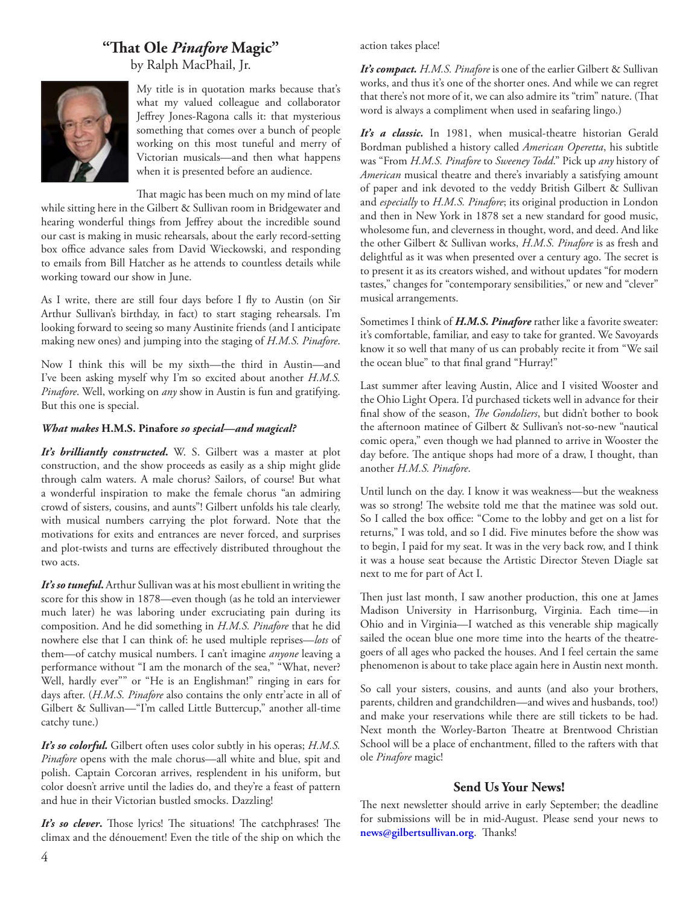## "That Ole *Pinafore* Magic"

by Ralph MacPhail, Jr.

My title is in quotation marks because that's what my valued colleague and collaborator Jeffrey Jones-Ragona calls it: that mysterious something that comes over a bunch of people working on this most tuneful and merry of Victorian musicals—and then what happens when it is presented before an audience.

That magic has been much on my mind of late while sitting here in the Gilbert & Sullivan room in Bridgewater and hearing wonderful things from Jeffrey about the incredible sound our cast is making in music rehearsals, about the early record-setting box office advance sales from David Wieckowski, and responding to emails from Bill Hatcher as he attends to countless details while working toward our show in June.

As I write, there are still four days before I fly to Austin (on Sir Arthur Sullivan's birthday, in fact) to start staging rehearsals. I'm looking forward to seeing so many Austinite friends (and I anticipate making new ones) and jumping into the staging of *H.M.S. Pinafore*.

Now I think this will be my sixth—the third in Austin—and I've been asking myself why I'm so excited about another *H.M.S. Pinafore*. Well, working on *any* show in Austin is fun and gratifying. But this one is special.

### *What makes* H.M.S. Pinafore *so special—and magical?*

***It's brilliantly constructed.*** W. S. Gilbert was a master at plot construction, and the show proceeds as easily as a ship might glide through calm waters. A male chorus? Sailors, of course! But what a wonderful inspiration to make the female chorus "an admiring crowd of sisters, cousins, and aunts"! Gilbert unfolds his tale clearly, with musical numbers carrying the plot forward. Note that the motivations for exits and entrances are never forced, and surprises and plot-twists and turns are effectively distributed throughout the two acts.

***It's so tuneful.*** Arthur Sullivan was at his most ebullient in writing the score for this show in 1878—even though (as he told an interviewer much later) he was laboring under excruciating pain during its composition. And he did something in *H.M.S. Pinafore* that he did nowhere else that I can think of: he used multiple reprises—*lots* of them—of catchy musical numbers. I can't imagine *anyone* leaving a performance without "I am the monarch of the sea," "What, never? Well, hardly ever"" or "He is an Englishman!" ringing in ears for days after. (*H.M.S. Pinafore* also contains the only entr'acte in all of Gilbert & Sullivan—"I'm called Little Buttercup," another all-time catchy tune.)

***It's so colorful.*** Gilbert often uses color subtly in his operas; *H.M.S. Pinafore* opens with the male chorus—all white and blue, spit and polish. Captain Corcoran arrives, resplendent in his uniform, but color doesn't arrive until the ladies do, and they're a feast of pattern and hue in their Victorian bustled smocks. Dazzling!

***It's so clever.*** Those lyrics! The situations! The catchphrases! The climax and the dénouement! Even the title of the ship on which the action takes place!

***It's compact.*** *H.M.S. Pinafore* is one of the earlier Gilbert & Sullivan works, and thus it's one of the shorter ones. And while we can regret that there's not more of it, we can also admire its "trim" nature. (That word is always a compliment when used in seafaring lingo.)

***It's a classic.*** In 1981, when musical-theatre historian Gerald Bordman published a history called *American Operetta*, his subtitle was "From *H.M.S. Pinafore* to *Sweeney Todd*." Pick up *any* history of *American* musical theatre and there's invariably a satisfying amount of paper and ink devoted to the veddy British Gilbert & Sullivan and *especially* to *H.M.S. Pinafore*; its original production in London and then in New York in 1878 set a new standard for good music, wholesome fun, and cleverness in thought, word, and deed. And like the other Gilbert & Sullivan works, *H.M.S. Pinafore* is as fresh and delightful as it was when presented over a century ago. The secret is to present it as its creators wished, and without updates "for modern tastes," changes for "contemporary sensibilities," or new and "clever" musical arrangements.

Sometimes I think of ***H.M.S. Pinafore*** rather like a favorite sweater: it's comfortable, familiar, and easy to take for granted. We Savoyards know it so well that many of us can probably recite it from "We sail the ocean blue" to that final grand "Hurray!"

Last summer after leaving Austin, Alice and I visited Wooster and the Ohio Light Opera. I'd purchased tickets well in advance for their final show of the season, *The Gondoliers*, but didn't bother to book the afternoon matinee of Gilbert & Sullivan's not-so-new "nautical comic opera," even though we had planned to arrive in Wooster the day before. The antique shops had more of a draw, I thought, than another *H.M.S. Pinafore*.

Until lunch on the day. I know it was weakness—but the weakness was so strong! The website told me that the matinee was sold out. So I called the box office: "Come to the lobby and get on a list for returns," I was told, and so I did. Five minutes before the show was to begin, I paid for my seat. It was in the very back row, and I think it was a house seat because the Artistic Director Steven Diagle sat next to me for part of Act I.

Then just last month, I saw another production, this one at James Madison University in Harrisonburg, Virginia. Each time—in Ohio and in Virginia—I watched as this venerable ship magically sailed the ocean blue one more time into the hearts of the theatre-goers of all ages who packed the houses. And I feel certain the same phenomenon is about to take place again here in Austin next month.

So call your sisters, cousins, and aunts (and also your brothers, parents, children and grandchildren—and wives and husbands, too!) and make your reservations while there are still tickets to be had. Next month the Worley-Barton Theatre at Brentwood Christian School will be a place of enchantment, filled to the rafters with that ole *Pinafore* magic!

## Send Us Your News!

The next newsletter should arrive in early September; the deadline for submissions will be in mid-August. Please send your news to **news@gilbertsullivan.org**. Thanks!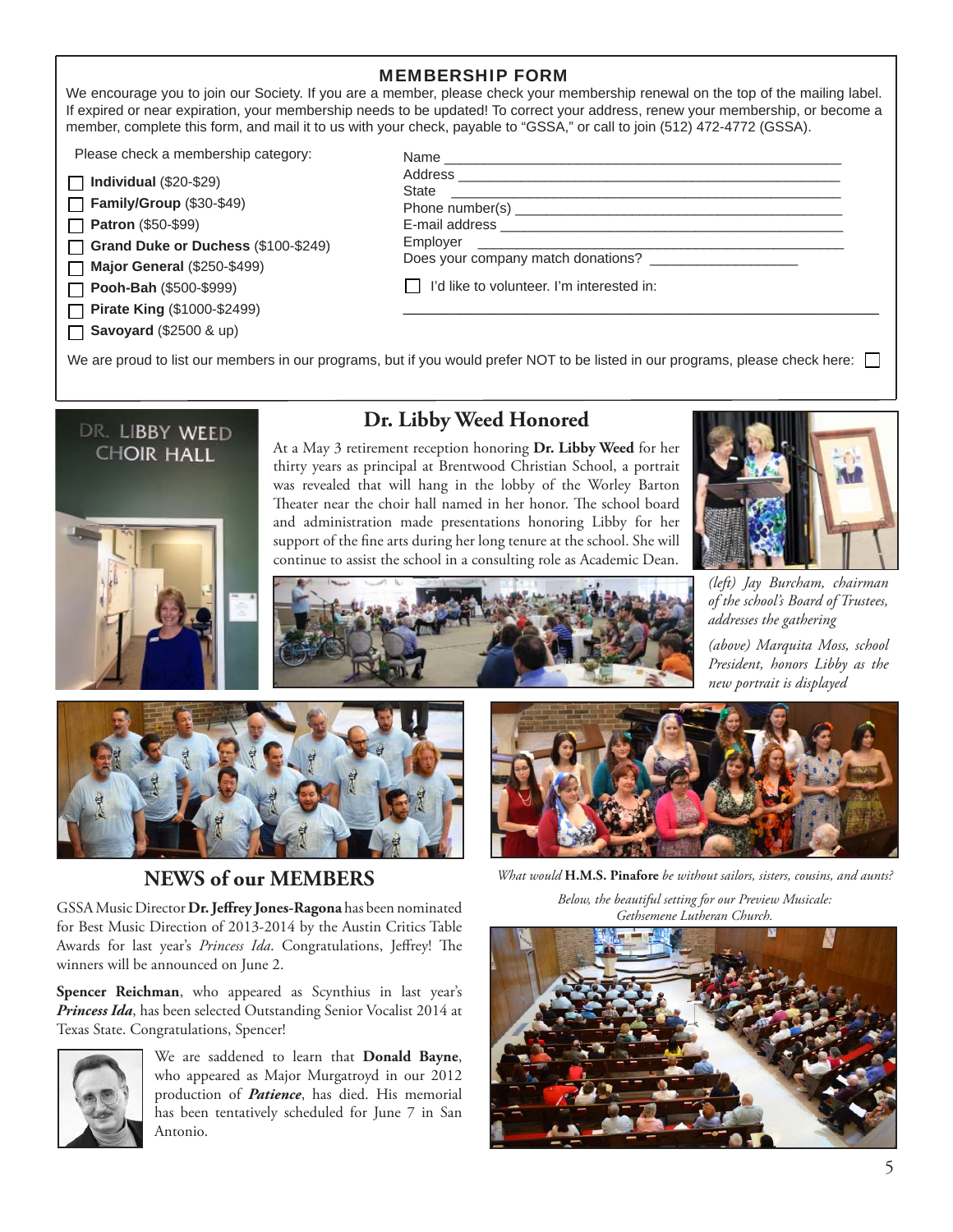## MEMBERSHIP FORM

We encourage you to join our Society. If you are a member, please check your membership renewal on the top of the mailing label. If expired or near expiration, your membership needs to be updated! To correct your address, renew your membership, or become a member, complete this form, and mail it to us with your check, payable to "GSSA," or call to join (512) 472-4772 (GSSA).

Please check a membership category:

- ☐ **Individual** ($20-$29)
- ☐ **Family/Group** ($30-$49)
- ☐ **Patron** ($50-$99)
- ☐ **Grand Duke or Duchess** ($100-$249)
- ☐ **Major General** ($250-$499)
- ☐ **Pooh-Bah** ($500-$999)
- ☐ **Pirate King** ($1000-$2499)
- ☐ **Savoyard** ($2500 & up)

Name ____________________________________________

Address __________________________________________

State ____________________________________________

Phone number(s) __________________________________

E-mail address ___________________________________

Employer ________________________________________

Does you company match donations? _______________

☐ I'd like to volunteer. I'm interested in:

__________________________________________________

We are proud to list our members in our programs, but if you would prefer NOT to be listed in our programs, please check here: ☐

## Dr. Libby Weed Honored

At a May 3 retirement reception honoring **Dr. Libby Weed** for her thirty years as principal at Brentwood Christian School, a portrait was revealed that will hang in the lobby of the Worley Barton Theater near the choir hall named in her honor. The school board and administration made presentations honoring Libby for her support of the fine arts during her long tenure at the school. She will continue to assist the school in a consulting role as Academic Dean.

*(left) Jay Burcham, chairman of the school's Board of Trustees, addresses the gathering*

*(above) Marquita Moss, school President, honors Libby as the new portrait is displayed*

## NEWS of our MEMBERS

GSSA Music Director **Dr. Jeffrey Jones-Ragona** has been nominated for Best Music Direction of 2013-2014 by the Austin Critics Table Awards for last year's *Princess Ida*. Congratulations, Jeffrey! The winners will be announced on June 2.

**Spencer Reichman**, who appeared as Scynthius in last year's ***Princess Ida***, has been selected Outstanding Senior Vocalist 2014 at Texas State. Congratulations, Spencer!

We are saddened to learn that **Donald Bayne**, who appeared as Major Murgatroyd in our 2012 production of ***Patience***, has died. His memorial has been tentatively scheduled for June 7 in San Antonio.

*What would* **H.M.S. Pinafore** *be without sailors, sisters, cousins, and aunts?*

*Below, the beautiful setting for our Preview Musicale: Gethsemene Lutheran Church.*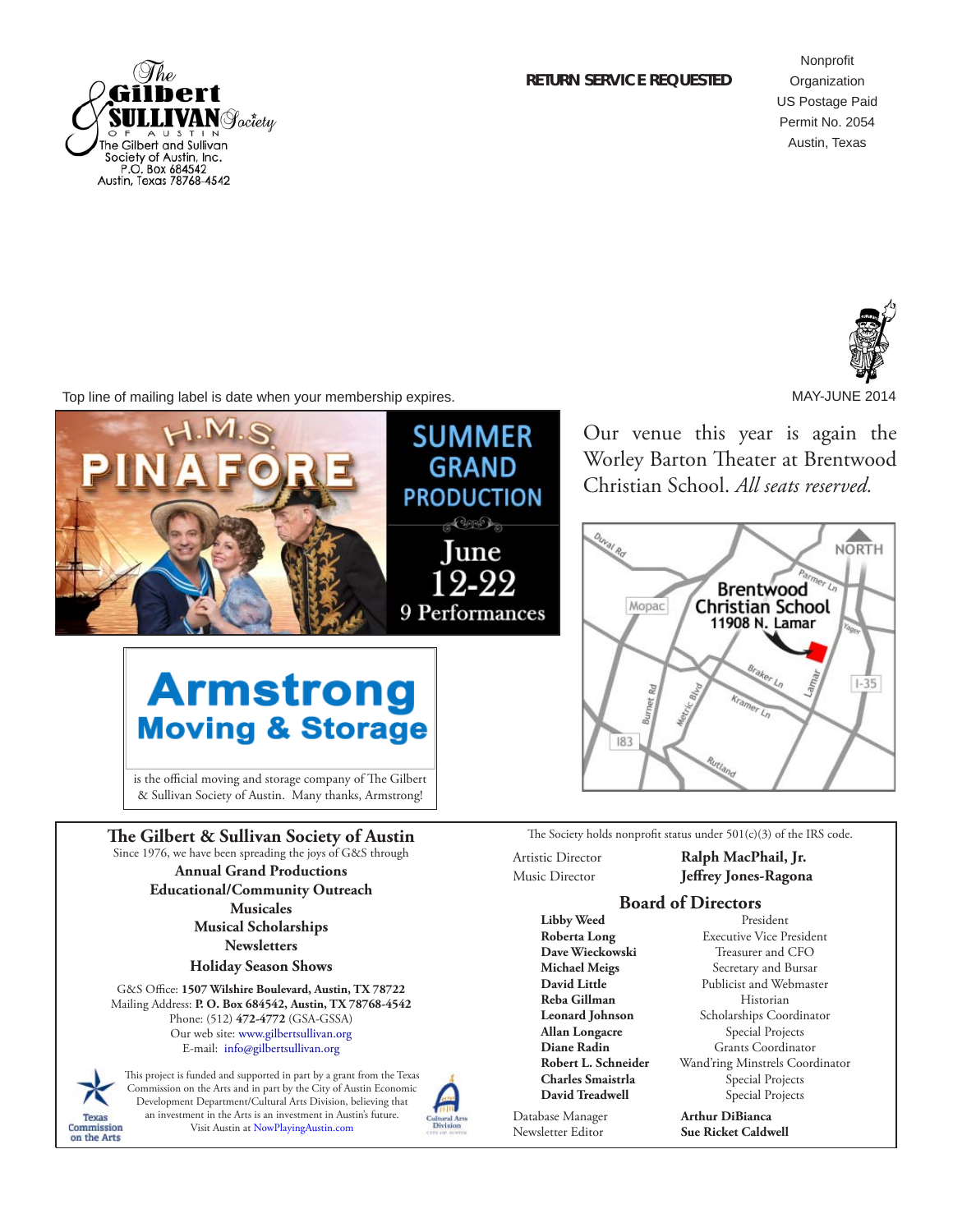The Gilbert & Sullivan Society of Austin
The Gilbert and Sullivan Society of Austin, Inc.
P.O. Box 684542
Austin, Texas 78768-4542

**RETURN SERVICE REQUESTED**

Nonprofit Organization
US Postage Paid
Permit No. 2054
Austin, Texas

Top line of mailing label is date when your membership expires.

MAY-JUNE 2014

H.M.S. PINAFORE

SUMMER GRAND PRODUCTION

June 12-22
9 Performances

Our venue this year is again the Worley Barton Theater at Brentwood Christian School. *All seats reserved.*

Brentwood Christian School
11908 N. Lamar

Duval Rd
Mopac
Parmer Ln
NORTH
Yager
Braker Ln
Lamar
I-35
Burnet Rd
Metric Blvd
Kramer Ln
183
Rutland

**Armstrong Moving & Storage**

is the official moving and storage company of The Gilbert & Sullivan Society of Austin. Many thanks, Armstrong!

## The Gilbert & Sullivan Society of Austin

Since 1976, we have been spreading the joys of G&S through

**Annual Grand Productions**
**Educational/Community Outreach**
**Musicales**
**Musical Scholarships**
**Newsletters**
**Holiday Season Shows**

G&S Office: **1507 Wilshire Boulevard, Austin, TX 78722**
Mailing Address: **P. O. Box 684542, Austin, TX 78768-4542**
Phone: (512) **472-4772** (GSA-GSSA)
Our web site: www.gilbertsullivan.org
E-mail: info@gilbertsullivan.org

This project is funded and supported in part by a grant from the Texas Commission on the Arts and in part by the City of Austin Economic Development Department/Cultural Arts Division, believing that an investment in the Arts is an investment in Austin's future. Visit Austin at NowPlayingAustin.com

The Society holds nonprofit status under 501(c)(3) of the IRS code.

| | |
|---|---|
| Artistic Director | **Ralph MacPhail, Jr.** |
| Music Director | **Jeffrey Jones-Ragona** |

### Board of Directors

| | |
|---|---|
| **Libby Weed** | President |
| **Roberta Long** | Executive Vice President |
| **Dave Wieckowski** | Treasurer and CFO |
| **Michael Meigs** | Secretary and Bursar |
| **David Little** | Publicist and Webmaster |
| **Reba Gillman** | Historian |
| **Leonard Johnson** | Scholarships Coordinator |
| **Allan Longacre** | Special Projects |
| **Diane Radin** | Grants Coordinator |
| **Robert L. Schneider** | Wand'ring Minstrels Coordinator |
| **Charles Smaistrla** | Special Projects |
| **David Treadwell** | Special Projects |

| | |
|---|---|
| Database Manager | **Arthur DiBianca** |
| Newsletter Editor | **Sue Ricket Caldwell** |